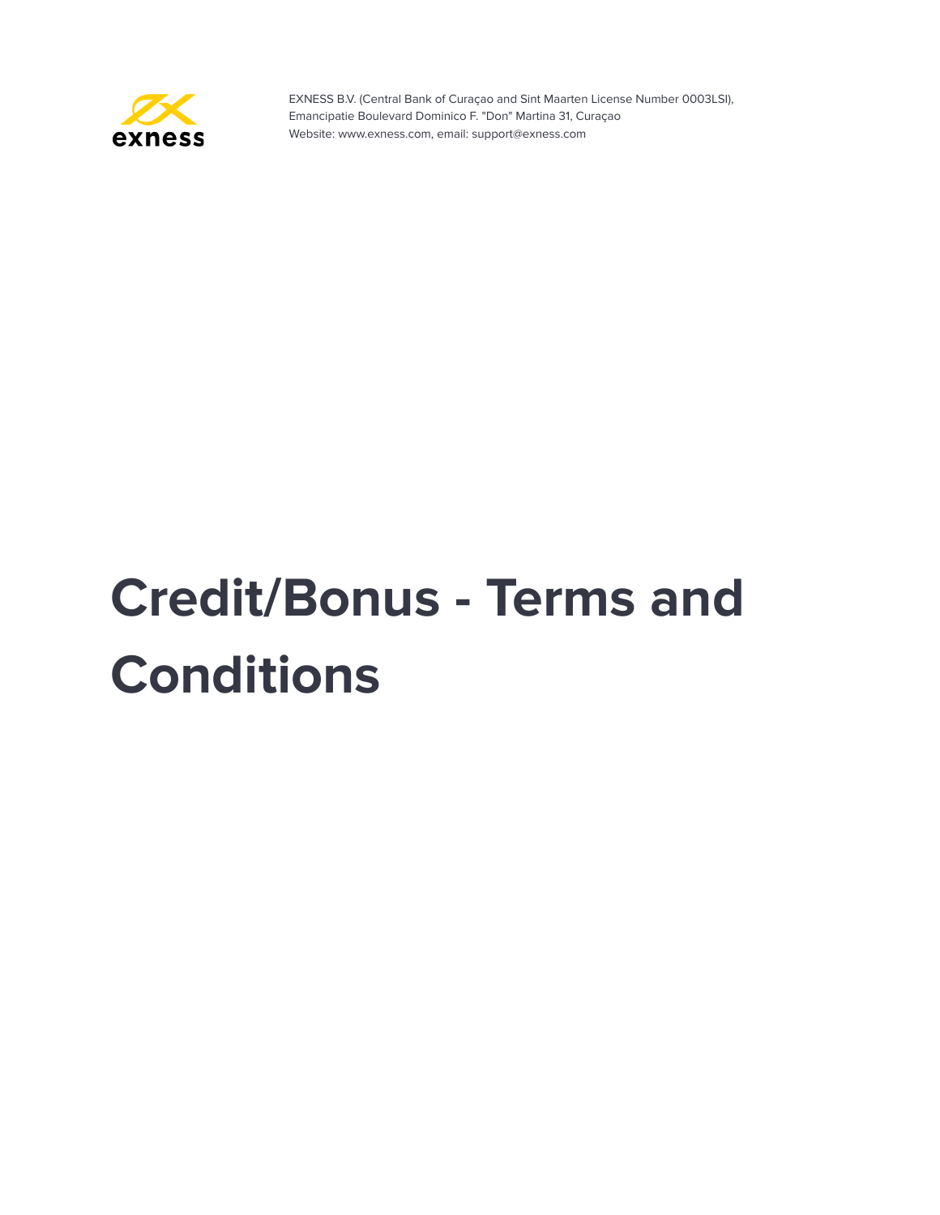EXNESS B.V. (Central Bank of Curaçao and Sint Maarten License Number 0003LSI),
Emancipatie Boulevard Dominico F. "Don" Martina 31, Curaçao
Website: www.exness.com, email: support@exness.com

# Credit/Bonus - Terms and Conditions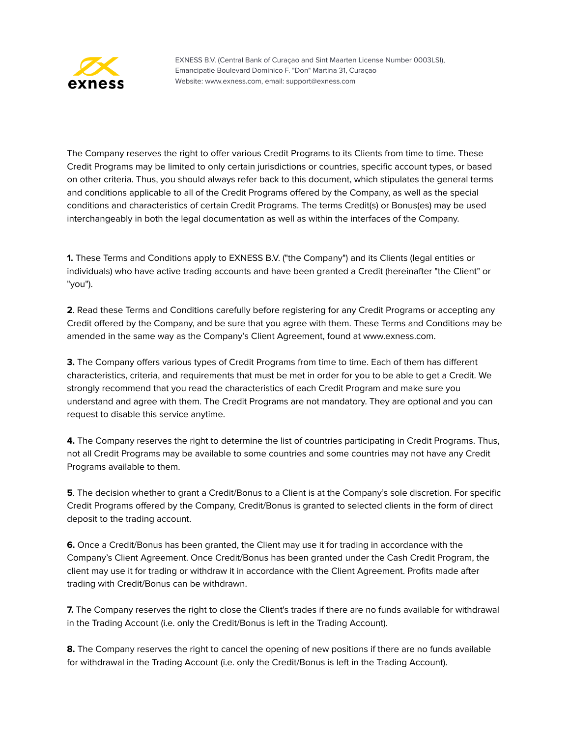The Company reserves the right to offer various Credit Programs to its Clients from time to time. These Credit Programs may be limited to only certain jurisdictions or countries, specific account types, or based on other criteria. Thus, you should always refer back to this document, which stipulates the general terms and conditions applicable to all of the Credit Programs offered by the Company, as well as the special conditions and characteristics of certain Credit Programs. The terms Credit(s) or Bonus(es) may be used interchangeably in both the legal documentation as well as within the interfaces of the Company.

**1.** These Terms and Conditions apply to EXNESS B.V. ("the Company") and its Clients (legal entities or individuals) who have active trading accounts and have been granted a Credit (hereinafter "the Client" or "you").

**2**. Read these Terms and Conditions carefully before registering for any Credit Programs or accepting any Credit offered by the Company, and be sure that you agree with them. These Terms and Conditions may be amended in the same way as the Company's Client Agreement, found at www.exness.com.

**3.** The Company offers various types of Credit Programs from time to time. Each of them has different characteristics, criteria, and requirements that must be met in order for you to be able to get a Credit. We strongly recommend that you read the characteristics of each Credit Program and make sure you understand and agree with them. The Credit Programs are not mandatory. They are optional and you can request to disable this service anytime.

**4.** The Company reserves the right to determine the list of countries participating in Credit Programs. Thus, not all Credit Programs may be available to some countries and some countries may not have any Credit Programs available to them.

**5**. The decision whether to grant a Credit/Bonus to a Client is at the Company's sole discretion. For specific Credit Programs offered by the Company, Credit/Bonus is granted to selected clients in the form of direct deposit to the trading account.

**6.** Once a Credit/Bonus has been granted, the Client may use it for trading in accordance with the Company's Client Agreement. Once Credit/Bonus has been granted under the Cash Credit Program, the client may use it for trading or withdraw it in accordance with the Client Agreement. Profits made after trading with Credit/Bonus can be withdrawn.

**7.** The Company reserves the right to close the Client's trades if there are no funds available for withdrawal in the Trading Account (i.e. only the Credit/Bonus is left in the Trading Account).

**8.** The Company reserves the right to cancel the opening of new positions if there are no funds available for withdrawal in the Trading Account (i.e. only the Credit/Bonus is left in the Trading Account).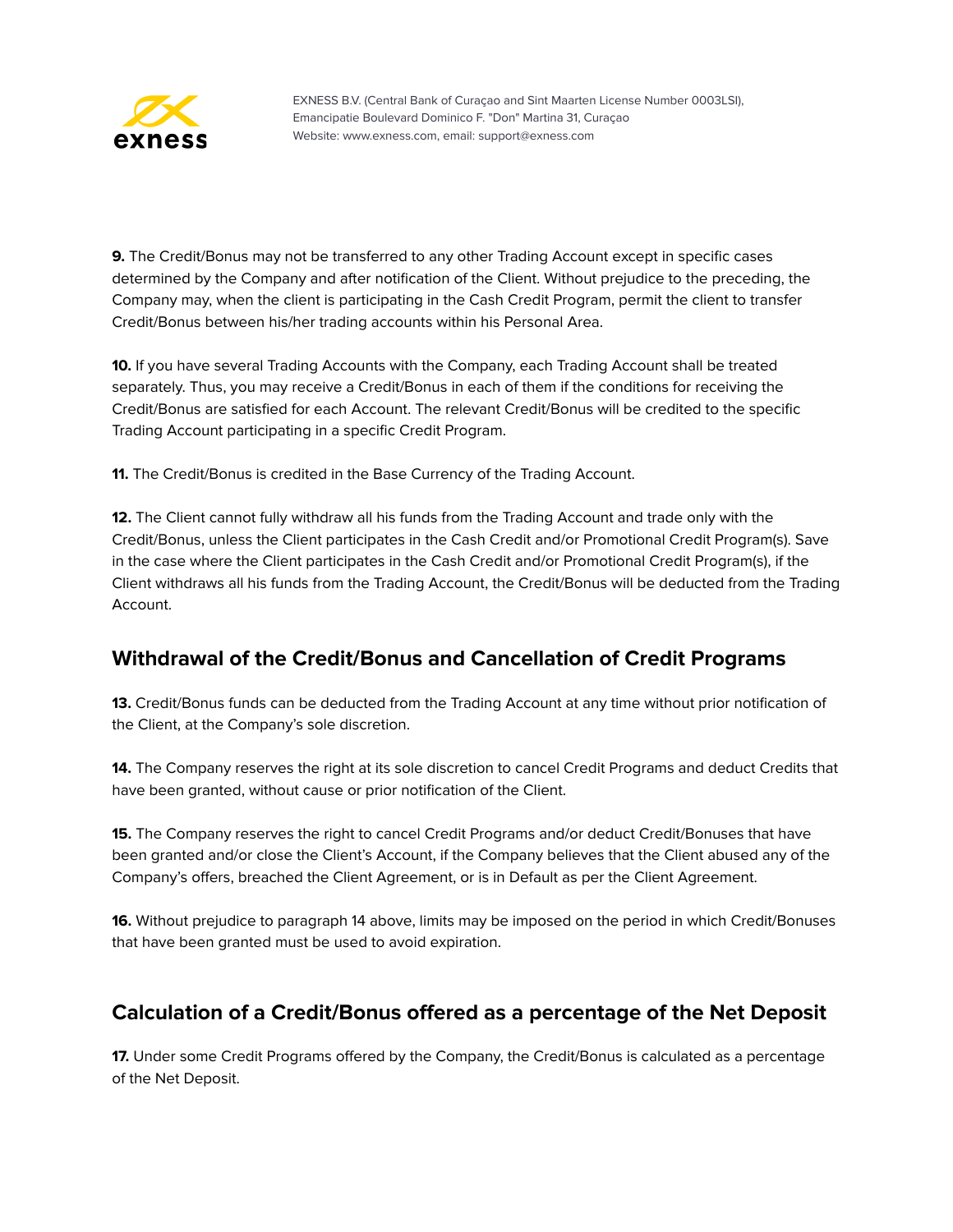**9.** The Credit/Bonus may not be transferred to any other Trading Account except in specific cases determined by the Company and after notification of the Client. Without prejudice to the preceding, the Company may, when the client is participating in the Cash Credit Program, permit the client to transfer Credit/Bonus between his/her trading accounts within his Personal Area.

**10.** If you have several Trading Accounts with the Company, each Trading Account shall be treated separately. Thus, you may receive a Credit/Bonus in each of them if the conditions for receiving the Credit/Bonus are satisfied for each Account. The relevant Credit/Bonus will be credited to the specific Trading Account participating in a specific Credit Program.

**11.** The Credit/Bonus is credited in the Base Currency of the Trading Account.

**12.** The Client cannot fully withdraw all his funds from the Trading Account and trade only with the Credit/Bonus, unless the Client participates in the Cash Credit and/or Promotional Credit Program(s). Save in the case where the Client participates in the Cash Credit and/or Promotional Credit Program(s), if the Client withdraws all his funds from the Trading Account, the Credit/Bonus will be deducted from the Trading Account.

## Withdrawal of the Credit/Bonus and Cancellation of Credit Programs

**13.** Credit/Bonus funds can be deducted from the Trading Account at any time without prior notification of the Client, at the Company's sole discretion.

**14.** The Company reserves the right at its sole discretion to cancel Credit Programs and deduct Credits that have been granted, without cause or prior notification of the Client.

**15.** The Company reserves the right to cancel Credit Programs and/or deduct Credit/Bonuses that have been granted and/or close the Client's Account, if the Company believes that the Client abused any of the Company's offers, breached the Client Agreement, or is in Default as per the Client Agreement.

**16.** Without prejudice to paragraph 14 above, limits may be imposed on the period in which Credit/Bonuses that have been granted must be used to avoid expiration.

## Calculation of a Credit/Bonus offered as a percentage of the Net Deposit

**17.** Under some Credit Programs offered by the Company, the Credit/Bonus is calculated as a percentage of the Net Deposit.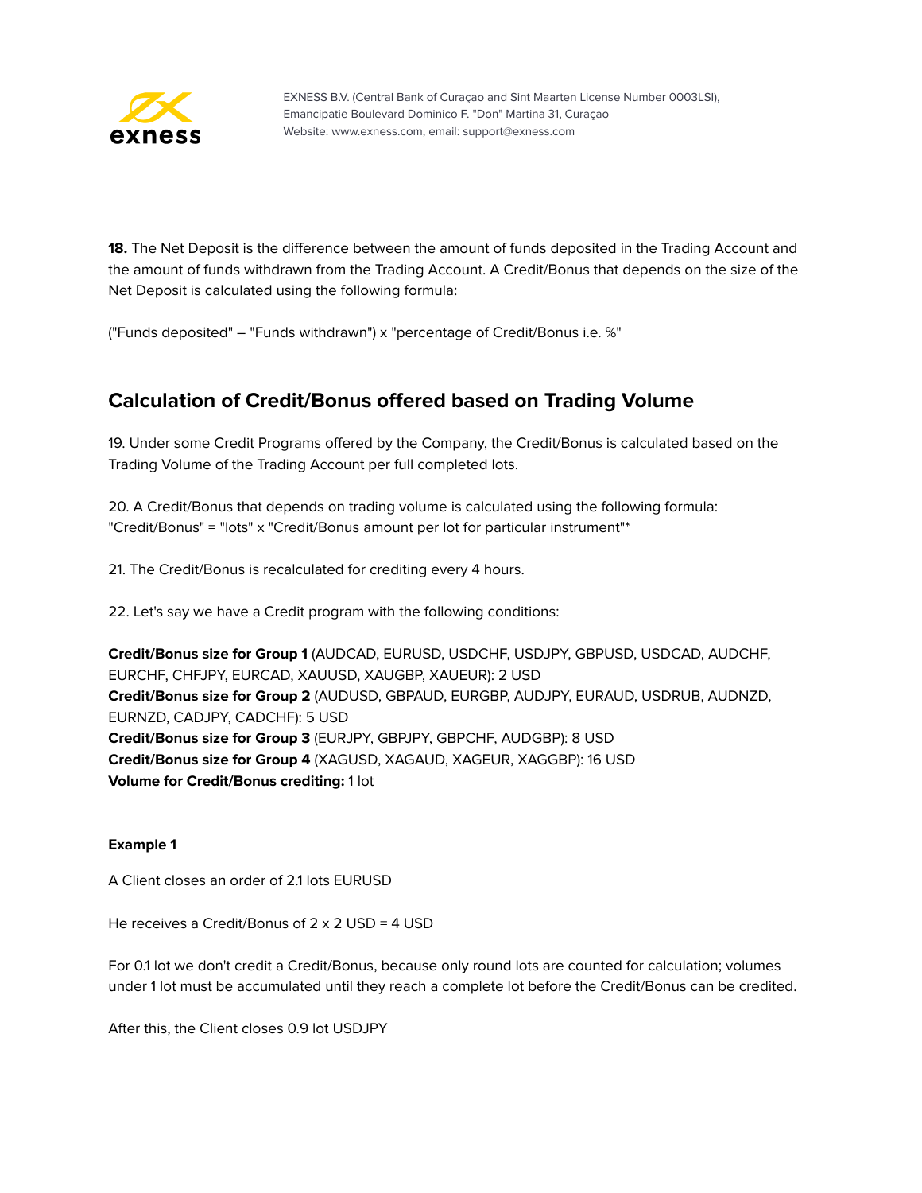**18.** The Net Deposit is the difference between the amount of funds deposited in the Trading Account and the amount of funds withdrawn from the Trading Account. A Credit/Bonus that depends on the size of the Net Deposit is calculated using the following formula:

("Funds deposited" – "Funds withdrawn") x "percentage of Credit/Bonus i.e. %"

## Calculation of Credit/Bonus offered based on Trading Volume

19. Under some Credit Programs offered by the Company, the Credit/Bonus is calculated based on the Trading Volume of the Trading Account per full completed lots.

20. A Credit/Bonus that depends on trading volume is calculated using the following formula: "Credit/Bonus" = "lots" x "Credit/Bonus amount per lot for particular instrument"*

21. The Credit/Bonus is recalculated for crediting every 4 hours.

22. Let's say we have a Credit program with the following conditions:

**Credit/Bonus size for Group 1** (AUDCAD, EURUSD, USDCHF, USDJPY, GBPUSD, USDCAD, AUDCHF, EURCHF, CHFJPY, EURCAD, XAUUSD, XAUGBP, XAUEUR): 2 USD
**Credit/Bonus size for Group 2** (AUDUSD, GBPAUD, EURGBP, AUDJPY, EURAUD, USDRUB, AUDNZD, EURNZD, CADJPY, CADCHF): 5 USD
**Credit/Bonus size for Group 3** (EURJPY, GBPJPY, GBPCHF, AUDGBP): 8 USD
**Credit/Bonus size for Group 4** (XAGUSD, XAGAUD, XAGEUR, XAGGBP): 16 USD
**Volume for Credit/Bonus crediting:** 1 lot

**Example 1**

A Client closes an order of 2.1 lots EURUSD

He receives a Credit/Bonus of 2 x 2 USD = 4 USD

For 0.1 lot we don't credit a Credit/Bonus, because only round lots are counted for calculation; volumes under 1 lot must be accumulated until they reach a complete lot before the Credit/Bonus can be credited.

After this, the Client closes 0.9 lot USDJPY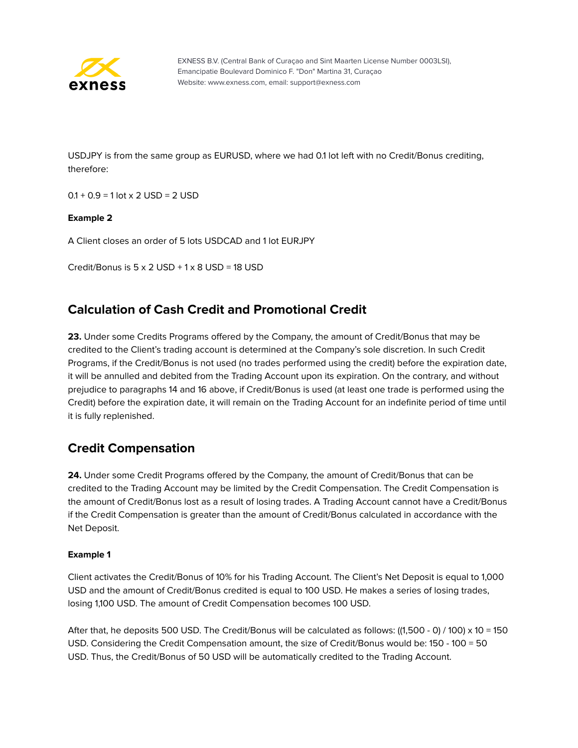USDJPY is from the same group as EURUSD, where we had 0.1 lot left with no Credit/Bonus crediting, therefore:

0.1 + 0.9 = 1 lot x 2 USD = 2 USD

**Example 2**

A Client closes an order of 5 lots USDCAD and 1 lot EURJPY

Credit/Bonus is 5 x 2 USD + 1 x 8 USD = 18 USD

## Calculation of Cash Credit and Promotional Credit

**23.** Under some Credits Programs offered by the Company, the amount of Credit/Bonus that may be credited to the Client's trading account is determined at the Company's sole discretion. In such Credit Programs, if the Credit/Bonus is not used (no trades performed using the credit) before the expiration date, it will be annulled and debited from the Trading Account upon its expiration. On the contrary, and without prejudice to paragraphs 14 and 16 above, if Credit/Bonus is used (at least one trade is performed using the Credit) before the expiration date, it will remain on the Trading Account for an indefinite period of time until it is fully replenished.

## Credit Compensation

**24.** Under some Credit Programs offered by the Company, the amount of Credit/Bonus that can be credited to the Trading Account may be limited by the Credit Compensation. The Credit Compensation is the amount of Credit/Bonus lost as a result of losing trades. A Trading Account cannot have a Credit/Bonus if the Credit Compensation is greater than the amount of Credit/Bonus calculated in accordance with the Net Deposit.

**Example 1**

Client activates the Credit/Bonus of 10% for his Trading Account. The Client's Net Deposit is equal to 1,000 USD and the amount of Credit/Bonus credited is equal to 100 USD. He makes a series of losing trades, losing 1,100 USD. The amount of Credit Compensation becomes 100 USD.

After that, he deposits 500 USD. The Credit/Bonus will be calculated as follows: ((1,500 - 0) / 100) x 10 = 150 USD. Considering the Credit Compensation amount, the size of Credit/Bonus would be: 150 - 100 = 50 USD. Thus, the Credit/Bonus of 50 USD will be automatically credited to the Trading Account.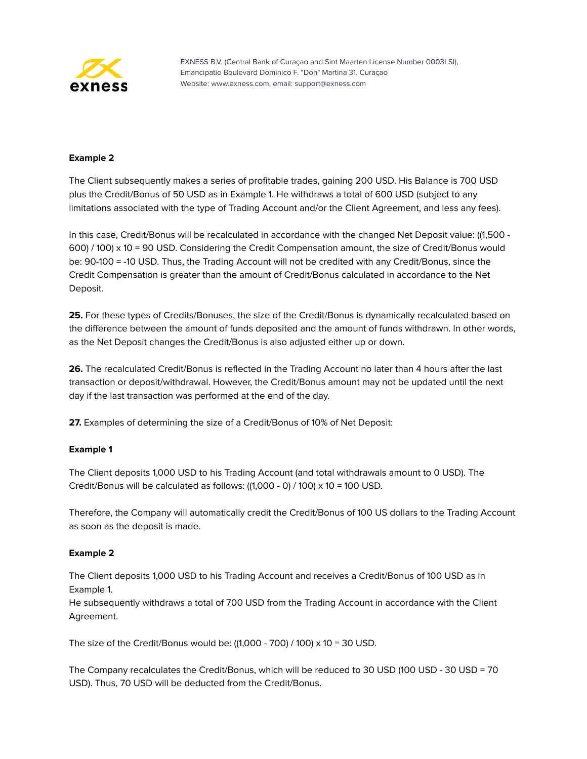**Example 2**

The Client subsequently makes a series of profitable trades, gaining 200 USD. His Balance is 700 USD plus the Credit/Bonus of 50 USD as in Example 1. He withdraws a total of 600 USD (subject to any limitations associated with the type of Trading Account and/or the Client Agreement, and less any fees).

In this case, Credit/Bonus will be recalculated in accordance with the changed Net Deposit value: ((1,500 - 600) / 100) x 10 = 90 USD. Considering the Credit Compensation amount, the size of Credit/Bonus would be: 90-100 = -10 USD. Thus, the Trading Account will not be credited with any Credit/Bonus, since the Credit Compensation is greater than the amount of Credit/Bonus calculated in accordance to the Net Deposit.

**25.** For these types of Credits/Bonuses, the size of the Credit/Bonus is dynamically recalculated based on the difference between the amount of funds deposited and the amount of funds withdrawn. In other words, as the Net Deposit changes the Credit/Bonus is also adjusted either up or down.

**26.** The recalculated Credit/Bonus is reflected in the Trading Account no later than 4 hours after the last transaction or deposit/withdrawal. However, the Credit/Bonus amount may not be updated until the next day if the last transaction was performed at the end of the day.

**27.** Examples of determining the size of a Credit/Bonus of 10% of Net Deposit:

**Example 1**

The Client deposits 1,000 USD to his Trading Account (and total withdrawals amount to 0 USD). The Credit/Bonus will be calculated as follows: ((1,000 - 0) / 100) x 10 = 100 USD.

Therefore, the Company will automatically credit the Credit/Bonus of 100 US dollars to the Trading Account as soon as the deposit is made.

**Example 2**

The Client deposits 1,000 USD to his Trading Account and receives a Credit/Bonus of 100 USD as in Example 1.
He subsequently withdraws a total of 700 USD from the Trading Account in accordance with the Client Agreement.

The size of the Credit/Bonus would be: ((1,000 - 700) / 100) x 10 = 30 USD.

The Company recalculates the Credit/Bonus, which will be reduced to 30 USD (100 USD - 30 USD = 70 USD). Thus, 70 USD will be deducted from the Credit/Bonus.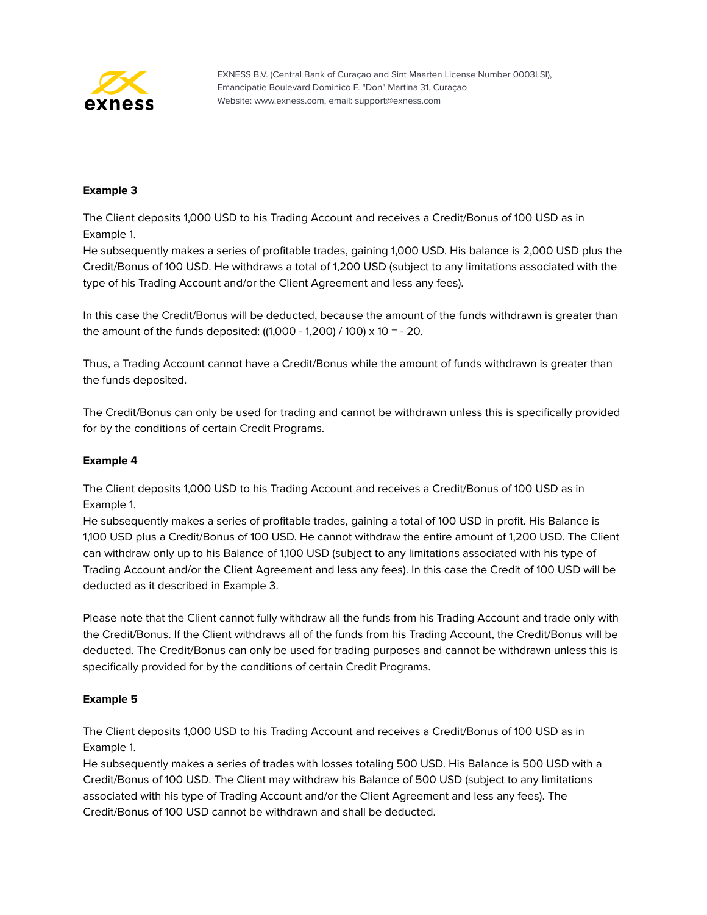**Example 3**

The Client deposits 1,000 USD to his Trading Account and receives a Credit/Bonus of 100 USD as in Example 1.
He subsequently makes a series of profitable trades, gaining 1,000 USD. His balance is 2,000 USD plus the Credit/Bonus of 100 USD. He withdraws a total of 1,200 USD (subject to any limitations associated with the type of his Trading Account and/or the Client Agreement and less any fees).

In this case the Credit/Bonus will be deducted, because the amount of the funds withdrawn is greater than the amount of the funds deposited: ((1,000 - 1,200) / 100) x 10 = - 20.

Thus, a Trading Account cannot have a Credit/Bonus while the amount of funds withdrawn is greater than the funds deposited.

The Credit/Bonus can only be used for trading and cannot be withdrawn unless this is specifically provided for by the conditions of certain Credit Programs.

**Example 4**

The Client deposits 1,000 USD to his Trading Account and receives a Credit/Bonus of 100 USD as in Example 1.
He subsequently makes a series of profitable trades, gaining a total of 100 USD in profit. His Balance is 1,100 USD plus a Credit/Bonus of 100 USD. He cannot withdraw the entire amount of 1,200 USD. The Client can withdraw only up to his Balance of 1,100 USD (subject to any limitations associated with his type of Trading Account and/or the Client Agreement and less any fees). In this case the Credit of 100 USD will be deducted as it described in Example 3.

Please note that the Client cannot fully withdraw all the funds from his Trading Account and trade only with the Credit/Bonus. If the Client withdraws all of the funds from his Trading Account, the Credit/Bonus will be deducted. The Credit/Bonus can only be used for trading purposes and cannot be withdrawn unless this is specifically provided for by the conditions of certain Credit Programs.

**Example 5**

The Client deposits 1,000 USD to his Trading Account and receives a Credit/Bonus of 100 USD as in Example 1.
He subsequently makes a series of trades with losses totaling 500 USD. His Balance is 500 USD with a Credit/Bonus of 100 USD. The Client may withdraw his Balance of 500 USD (subject to any limitations associated with his type of Trading Account and/or the Client Agreement and less any fees). The Credit/Bonus of 100 USD cannot be withdrawn and shall be deducted.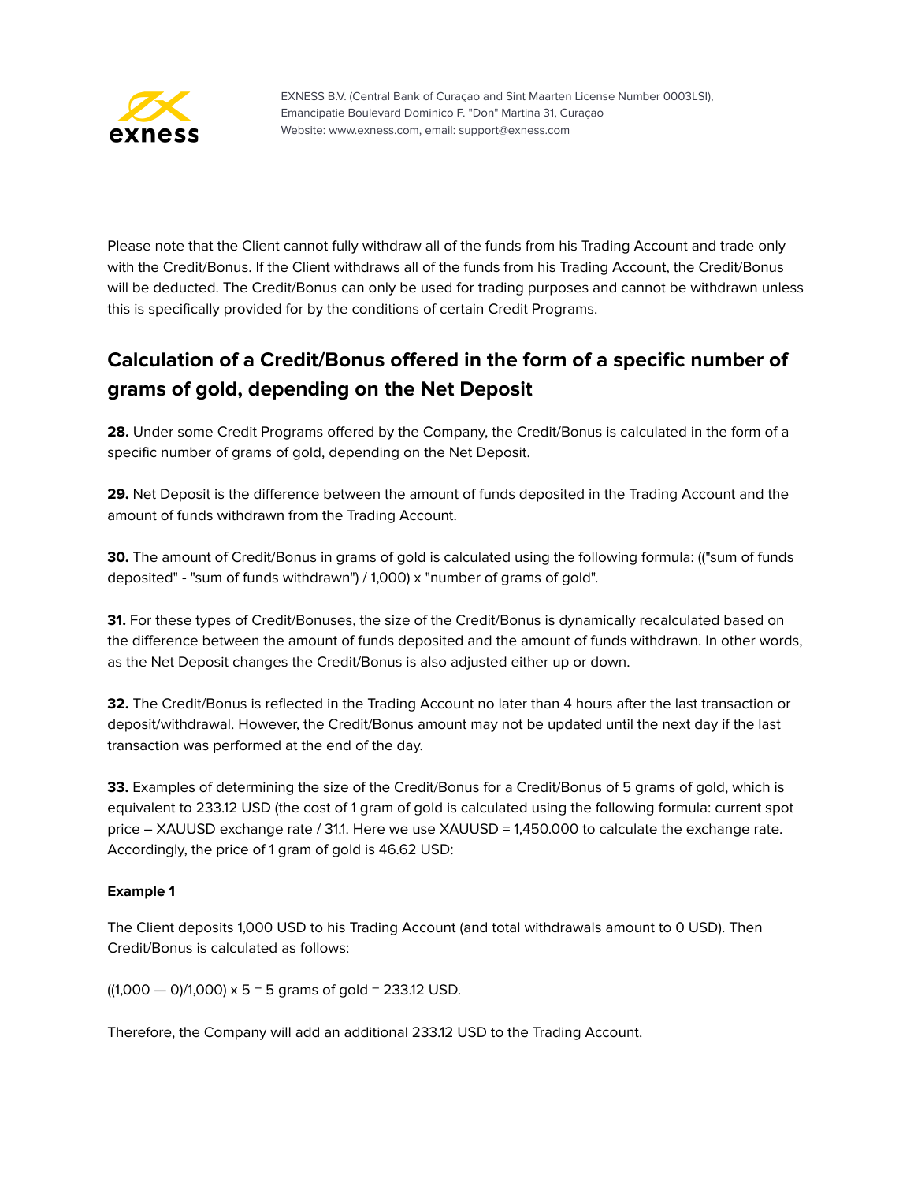Please note that the Client cannot fully withdraw all of the funds from his Trading Account and trade only with the Credit/Bonus. If the Client withdraws all of the funds from his Trading Account, the Credit/Bonus will be deducted. The Credit/Bonus can only be used for trading purposes and cannot be withdrawn unless this is specifically provided for by the conditions of certain Credit Programs.

## Calculation of a Credit/Bonus offered in the form of a specific number of grams of gold, depending on the Net Deposit

**28.** Under some Credit Programs offered by the Company, the Credit/Bonus is calculated in the form of a specific number of grams of gold, depending on the Net Deposit.

**29.** Net Deposit is the difference between the amount of funds deposited in the Trading Account and the amount of funds withdrawn from the Trading Account.

**30.** The amount of Credit/Bonus in grams of gold is calculated using the following formula: (("sum of funds deposited" - "sum of funds withdrawn") / 1,000) x "number of grams of gold".

**31.** For these types of Credit/Bonuses, the size of the Credit/Bonus is dynamically recalculated based on the difference between the amount of funds deposited and the amount of funds withdrawn. In other words, as the Net Deposit changes the Credit/Bonus is also adjusted either up or down.

**32.** The Credit/Bonus is reflected in the Trading Account no later than 4 hours after the last transaction or deposit/withdrawal. However, the Credit/Bonus amount may not be updated until the next day if the last transaction was performed at the end of the day.

**33.** Examples of determining the size of the Credit/Bonus for a Credit/Bonus of 5 grams of gold, which is equivalent to 233.12 USD (the cost of 1 gram of gold is calculated using the following formula: current spot price – XAUUSD exchange rate / 31.1. Here we use XAUUSD = 1,450.000 to calculate the exchange rate. Accordingly, the price of 1 gram of gold is 46.62 USD:

**Example 1**

The Client deposits 1,000 USD to his Trading Account (and total withdrawals amount to 0 USD). Then Credit/Bonus is calculated as follows:

((1,000 — 0)/1,000) x 5 = 5 grams of gold = 233.12 USD.

Therefore, the Company will add an additional 233.12 USD to the Trading Account.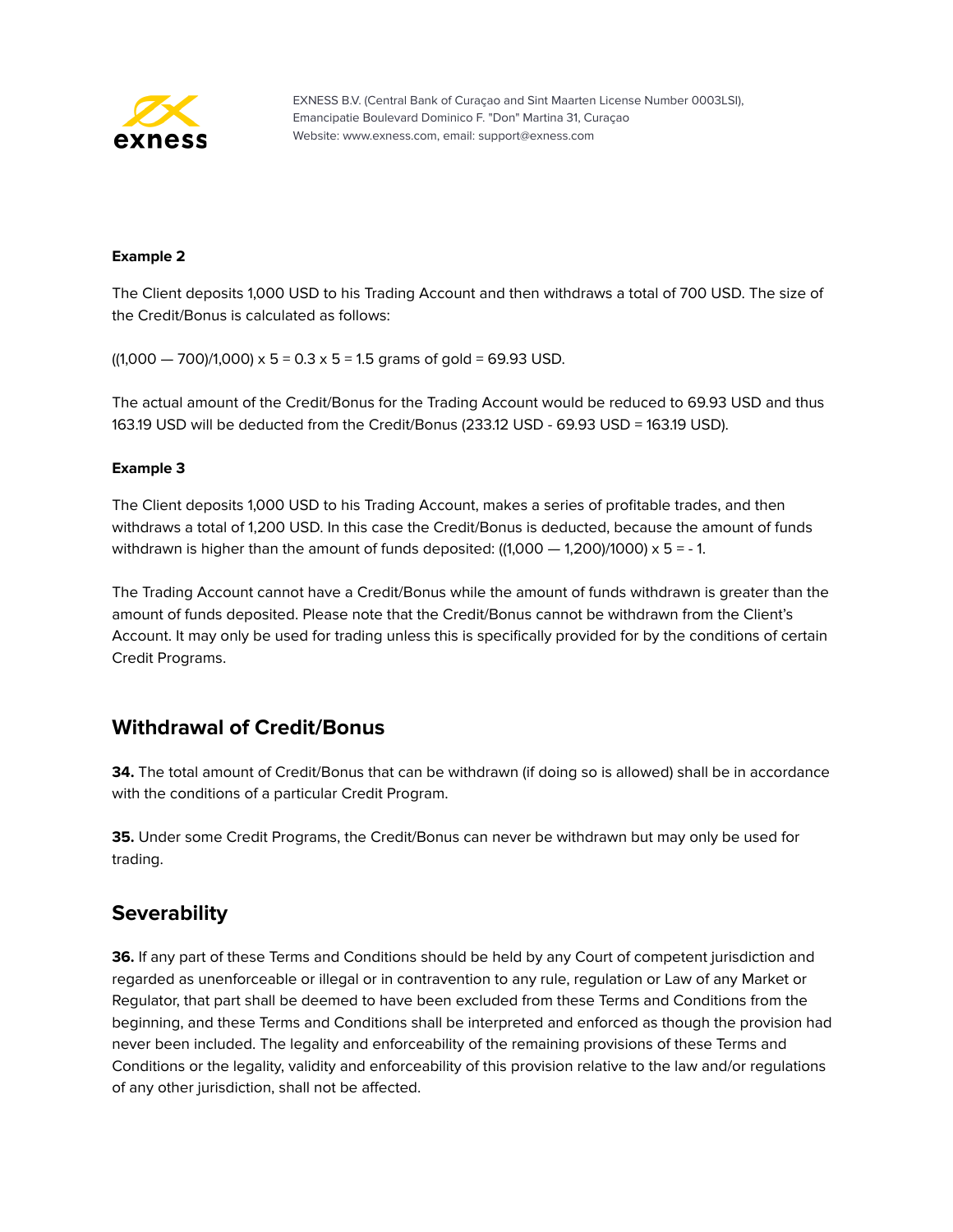**Example 2**

The Client deposits 1,000 USD to his Trading Account and then withdraws a total of 700 USD. The size of the Credit/Bonus is calculated as follows:

((1,000 — 700)/1,000) x 5 = 0.3 x 5 = 1.5 grams of gold = 69.93 USD.

The actual amount of the Credit/Bonus for the Trading Account would be reduced to 69.93 USD and thus 163.19 USD will be deducted from the Credit/Bonus (233.12 USD - 69.93 USD = 163.19 USD).

**Example 3**

The Client deposits 1,000 USD to his Trading Account, makes a series of profitable trades, and then withdraws a total of 1,200 USD. In this case the Credit/Bonus is deducted, because the amount of funds withdrawn is higher than the amount of funds deposited: ((1,000 — 1,200)/1000) x 5 = - 1.

The Trading Account cannot have a Credit/Bonus while the amount of funds withdrawn is greater than the amount of funds deposited. Please note that the Credit/Bonus cannot be withdrawn from the Client's Account. It may only be used for trading unless this is specifically provided for by the conditions of certain Credit Programs.

## Withdrawal of Credit/Bonus

**34.** The total amount of Credit/Bonus that can be withdrawn (if doing so is allowed) shall be in accordance with the conditions of a particular Credit Program.

**35.** Under some Credit Programs, the Credit/Bonus can never be withdrawn but may only be used for trading.

## Severability

**36.** If any part of these Terms and Conditions should be held by any Court of competent jurisdiction and regarded as unenforceable or illegal or in contravention to any rule, regulation or Law of any Market or Regulator, that part shall be deemed to have been excluded from these Terms and Conditions from the beginning, and these Terms and Conditions shall be interpreted and enforced as though the provision had never been included. The legality and enforceability of the remaining provisions of these Terms and Conditions or the legality, validity and enforceability of this provision relative to the law and/or regulations of any other jurisdiction, shall not be affected.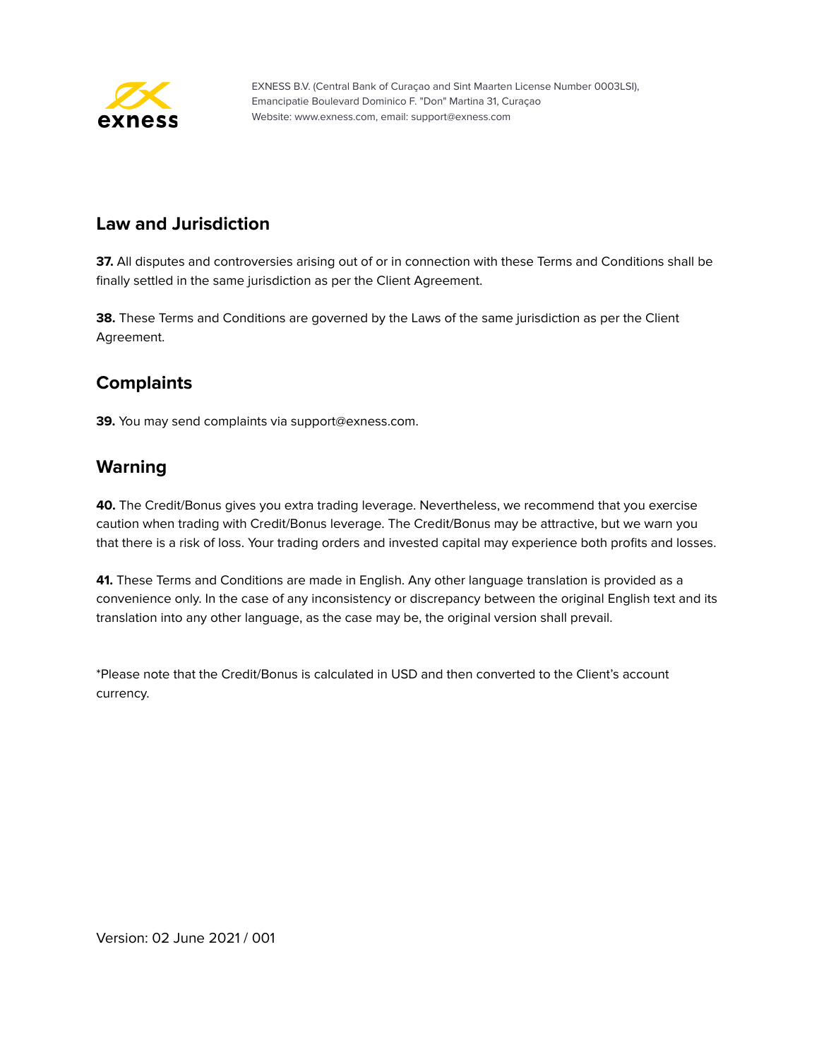## Law and Jurisdiction

**37.** All disputes and controversies arising out of or in connection with these Terms and Conditions shall be finally settled in the same jurisdiction as per the Client Agreement.

**38.** These Terms and Conditions are governed by the Laws of the same jurisdiction as per the Client Agreement.

## Complaints

**39.** You may send complaints via support@exness.com.

## Warning

**40.** The Credit/Bonus gives you extra trading leverage. Nevertheless, we recommend that you exercise caution when trading with Credit/Bonus leverage. The Credit/Bonus may be attractive, but we warn you that there is a risk of loss. Your trading orders and invested capital may experience both profits and losses.

**41.** These Terms and Conditions are made in English. Any other language translation is provided as a convenience only. In the case of any inconsistency or discrepancy between the original English text and its translation into any other language, as the case may be, the original version shall prevail.

*Please note that the Credit/Bonus is calculated in USD and then converted to the Client's account currency.

Version: 02 June 2021 / 001